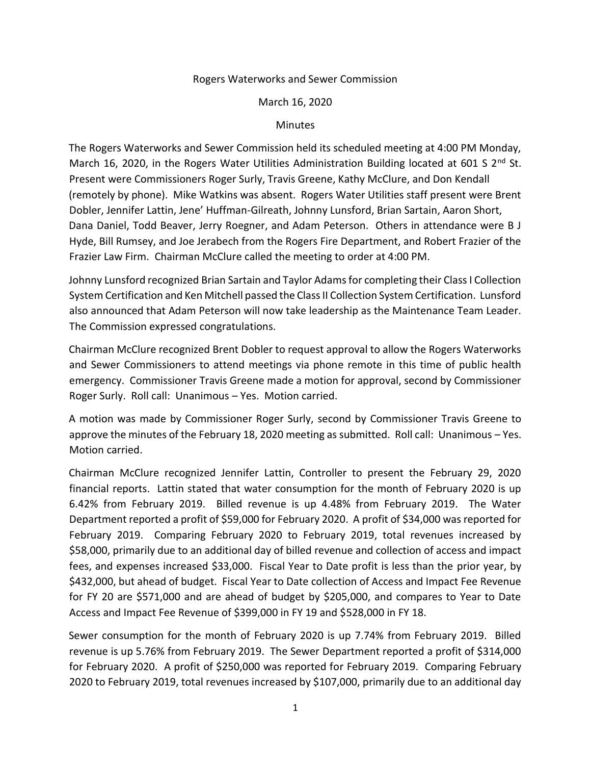Rogers Waterworks and Sewer Commission

March 16, 2020

Minutes

The Rogers Waterworks and Sewer Commission held its scheduled meeting at 4:00 PM Monday, March 16, 2020, in the Rogers Water Utilities Administration Building located at 601 S 2nd St. Present were Commissioners Roger Surly, Travis Greene, Kathy McClure, and Don Kendall (remotely by phone). Mike Watkins was absent. Rogers Water Utilities staff present were Brent Dobler, Jennifer Lattin, Jene' Huffman-Gilreath, Johnny Lunsford, Brian Sartain, Aaron Short, Dana Daniel, Todd Beaver, Jerry Roegner, and Adam Peterson. Others in attendance were B J Hyde, Bill Rumsey, and Joe Jerabech from the Rogers Fire Department, and Robert Frazier of the Frazier Law Firm. Chairman McClure called the meeting to order at 4:00 PM.

Johnny Lunsford recognized Brian Sartain and Taylor Adams for completing their Class I Collection System Certification and Ken Mitchell passed the Class II Collection System Certification. Lunsford also announced that Adam Peterson will now take leadership as the Maintenance Team Leader. The Commission expressed congratulations.

Chairman McClure recognized Brent Dobler to request approval to allow the Rogers Waterworks and Sewer Commissioners to attend meetings via phone remote in this time of public health emergency. Commissioner Travis Greene made a motion for approval, second by Commissioner Roger Surly. Roll call: Unanimous – Yes. Motion carried.

A motion was made by Commissioner Roger Surly, second by Commissioner Travis Greene to approve the minutes of the February 18, 2020 meeting as submitted. Roll call: Unanimous – Yes. Motion carried.

Chairman McClure recognized Jennifer Lattin, Controller to present the February 29, 2020 financial reports. Lattin stated that water consumption for the month of February 2020 is up 6.42% from February 2019. Billed revenue is up 4.48% from February 2019. The Water Department reported a profit of $59,000 for February 2020. A profit of $34,000 was reported for February 2019. Comparing February 2020 to February 2019, total revenues increased by $58,000, primarily due to an additional day of billed revenue and collection of access and impact fees, and expenses increased $33,000. Fiscal Year to Date profit is less than the prior year, by $432,000, but ahead of budget. Fiscal Year to Date collection of Access and Impact Fee Revenue for FY 20 are $571,000 and are ahead of budget by $205,000, and compares to Year to Date Access and Impact Fee Revenue of $399,000 in FY 19 and $528,000 in FY 18.

Sewer consumption for the month of February 2020 is up 7.74% from February 2019. Billed revenue is up 5.76% from February 2019. The Sewer Department reported a profit of $314,000 for February 2020. A profit of $250,000 was reported for February 2019. Comparing February 2020 to February 2019, total revenues increased by $107,000, primarily due to an additional day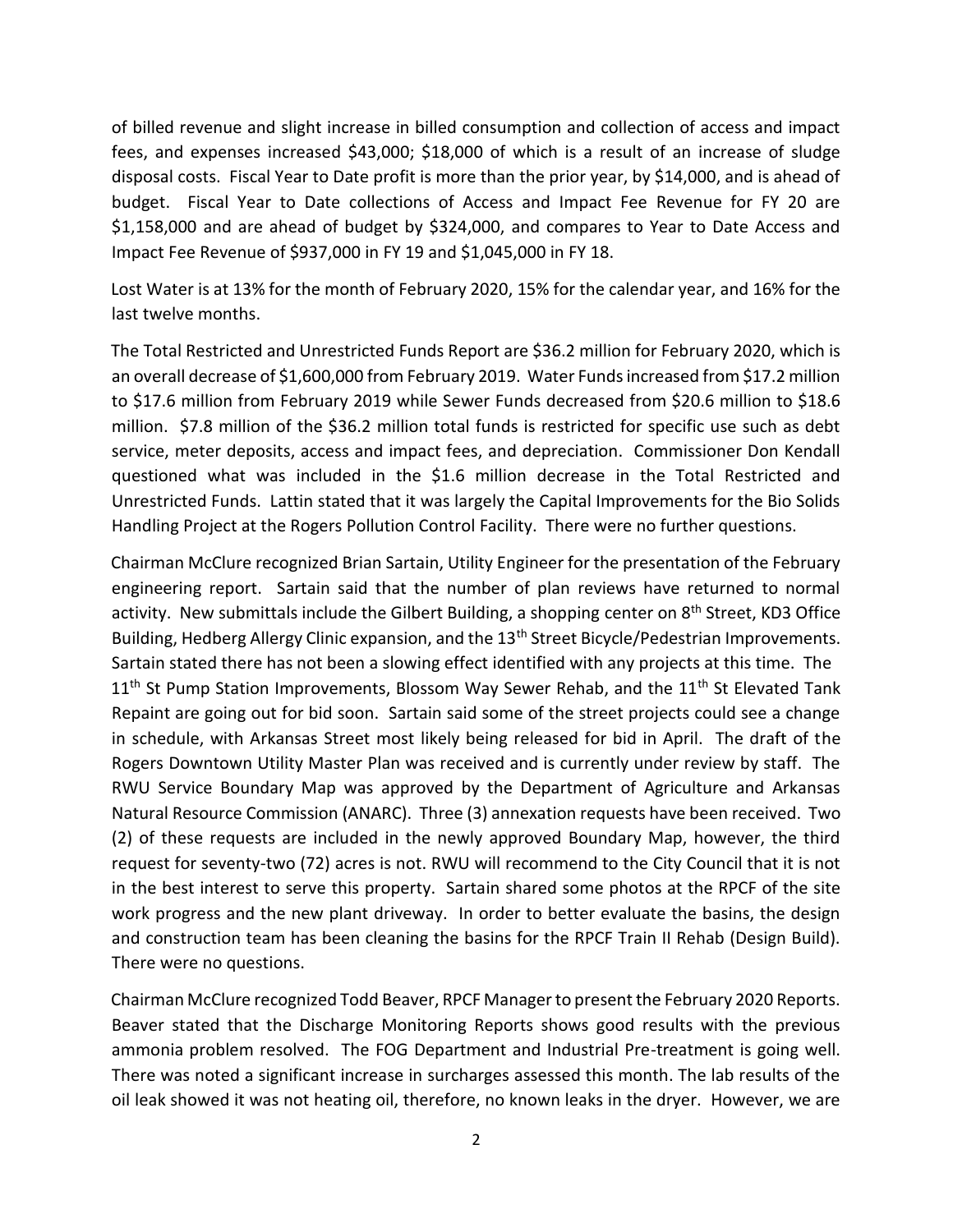of billed revenue and slight increase in billed consumption and collection of access and impact fees, and expenses increased $43,000; $18,000 of which is a result of an increase of sludge disposal costs. Fiscal Year to Date profit is more than the prior year, by $14,000, and is ahead of budget. Fiscal Year to Date collections of Access and Impact Fee Revenue for FY 20 are $1,158,000 and are ahead of budget by $324,000, and compares to Year to Date Access and Impact Fee Revenue of $937,000 in FY 19 and $1,045,000 in FY 18.

Lost Water is at 13% for the month of February 2020, 15% for the calendar year, and 16% for the last twelve months.

The Total Restricted and Unrestricted Funds Report are $36.2 million for February 2020, which is an overall decrease of $1,600,000 from February 2019. Water Funds increased from $17.2 million to $17.6 million from February 2019 while Sewer Funds decreased from $20.6 million to $18.6 million. $7.8 million of the $36.2 million total funds is restricted for specific use such as debt service, meter deposits, access and impact fees, and depreciation. Commissioner Don Kendall questioned what was included in the $1.6 million decrease in the Total Restricted and Unrestricted Funds. Lattin stated that it was largely the Capital Improvements for the Bio Solids Handling Project at the Rogers Pollution Control Facility. There were no further questions.

Chairman McClure recognized Brian Sartain, Utility Engineer for the presentation of the February engineering report. Sartain said that the number of plan reviews have returned to normal activity. New submittals include the Gilbert Building, a shopping center on 8th Street, KD3 Office Building, Hedberg Allergy Clinic expansion, and the 13th Street Bicycle/Pedestrian Improvements. Sartain stated there has not been a slowing effect identified with any projects at this time. The 11th St Pump Station Improvements, Blossom Way Sewer Rehab, and the 11th St Elevated Tank Repaint are going out for bid soon. Sartain said some of the street projects could see a change in schedule, with Arkansas Street most likely being released for bid in April. The draft of the Rogers Downtown Utility Master Plan was received and is currently under review by staff. The RWU Service Boundary Map was approved by the Department of Agriculture and Arkansas Natural Resource Commission (ANARC). Three (3) annexation requests have been received. Two (2) of these requests are included in the newly approved Boundary Map, however, the third request for seventy-two (72) acres is not. RWU will recommend to the City Council that it is not in the best interest to serve this property. Sartain shared some photos at the RPCF of the site work progress and the new plant driveway. In order to better evaluate the basins, the design and construction team has been cleaning the basins for the RPCF Train II Rehab (Design Build). There were no questions.

Chairman McClure recognized Todd Beaver, RPCF Manager to present the February 2020 Reports. Beaver stated that the Discharge Monitoring Reports shows good results with the previous ammonia problem resolved. The FOG Department and Industrial Pre-treatment is going well. There was noted a significant increase in surcharges assessed this month. The lab results of the oil leak showed it was not heating oil, therefore, no known leaks in the dryer. However, we are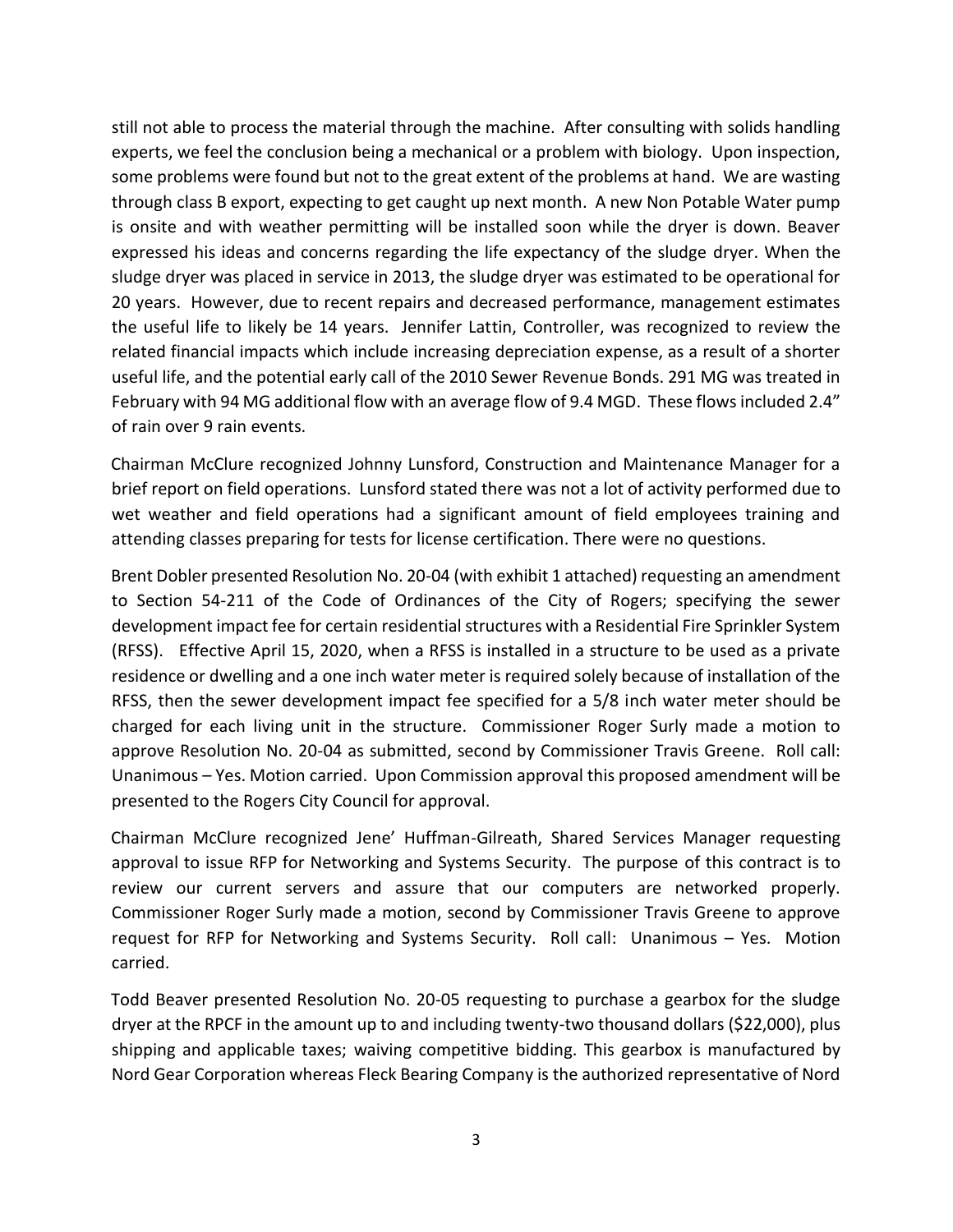still not able to process the material through the machine. After consulting with solids handling experts, we feel the conclusion being a mechanical or a problem with biology. Upon inspection, some problems were found but not to the great extent of the problems at hand. We are wasting through class B export, expecting to get caught up next month. A new Non Potable Water pump is onsite and with weather permitting will be installed soon while the dryer is down. Beaver expressed his ideas and concerns regarding the life expectancy of the sludge dryer. When the sludge dryer was placed in service in 2013, the sludge dryer was estimated to be operational for 20 years. However, due to recent repairs and decreased performance, management estimates the useful life to likely be 14 years. Jennifer Lattin, Controller, was recognized to review the related financial impacts which include increasing depreciation expense, as a result of a shorter useful life, and the potential early call of the 2010 Sewer Revenue Bonds. 291 MG was treated in February with 94 MG additional flow with an average flow of 9.4 MGD. These flows included 2.4" of rain over 9 rain events.

Chairman McClure recognized Johnny Lunsford, Construction and Maintenance Manager for a brief report on field operations. Lunsford stated there was not a lot of activity performed due to wet weather and field operations had a significant amount of field employees training and attending classes preparing for tests for license certification. There were no questions.

Brent Dobler presented Resolution No. 20-04 (with exhibit 1 attached) requesting an amendment to Section 54-211 of the Code of Ordinances of the City of Rogers; specifying the sewer development impact fee for certain residential structures with a Residential Fire Sprinkler System (RFSS). Effective April 15, 2020, when a RFSS is installed in a structure to be used as a private residence or dwelling and a one inch water meter is required solely because of installation of the RFSS, then the sewer development impact fee specified for a 5/8 inch water meter should be charged for each living unit in the structure. Commissioner Roger Surly made a motion to approve Resolution No. 20-04 as submitted, second by Commissioner Travis Greene. Roll call: Unanimous – Yes. Motion carried. Upon Commission approval this proposed amendment will be presented to the Rogers City Council for approval.

Chairman McClure recognized Jene' Huffman-Gilreath, Shared Services Manager requesting approval to issue RFP for Networking and Systems Security. The purpose of this contract is to review our current servers and assure that our computers are networked properly. Commissioner Roger Surly made a motion, second by Commissioner Travis Greene to approve request for RFP for Networking and Systems Security. Roll call: Unanimous – Yes. Motion carried.

Todd Beaver presented Resolution No. 20-05 requesting to purchase a gearbox for the sludge dryer at the RPCF in the amount up to and including twenty-two thousand dollars ($22,000), plus shipping and applicable taxes; waiving competitive bidding. This gearbox is manufactured by Nord Gear Corporation whereas Fleck Bearing Company is the authorized representative of Nord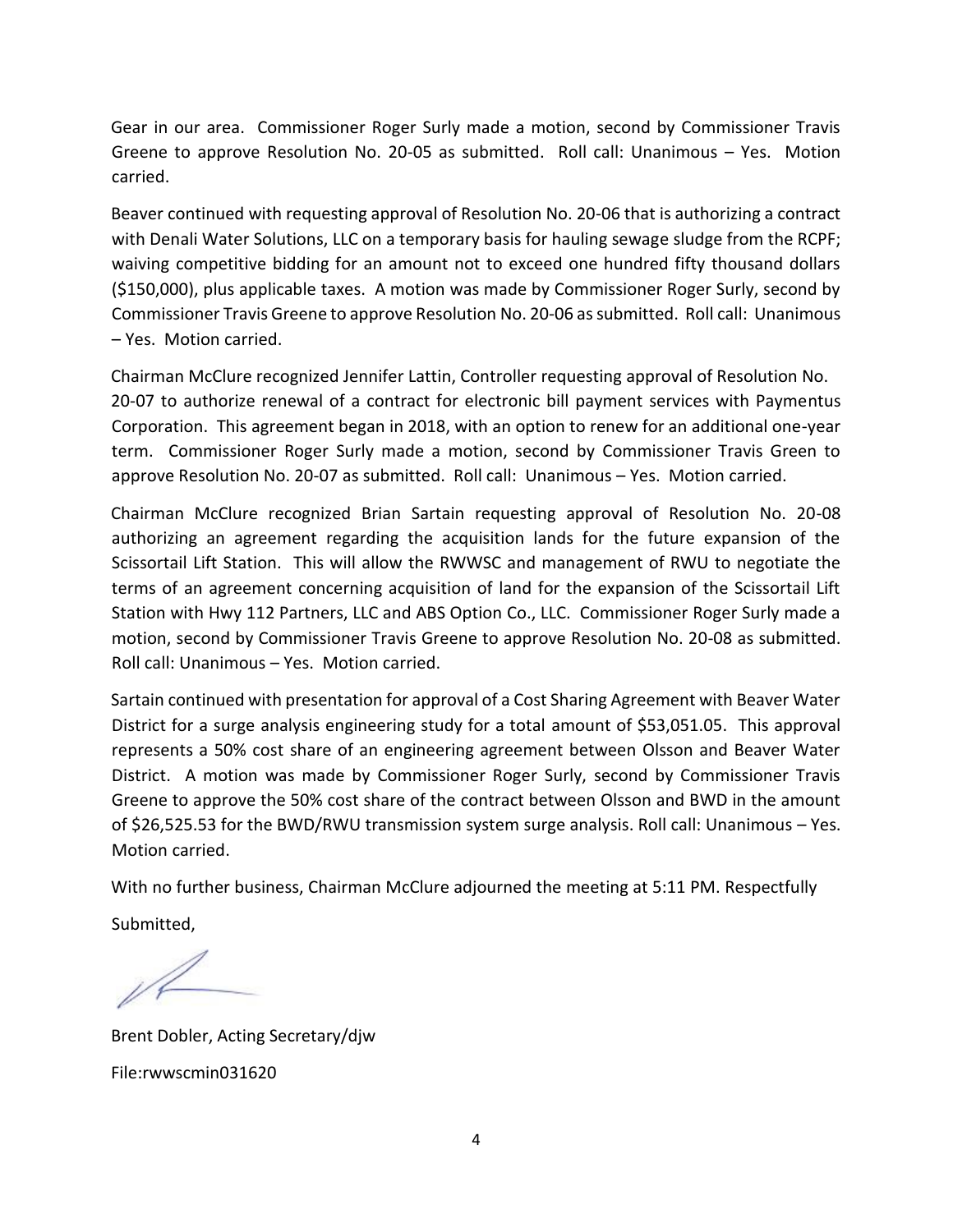Gear in our area. Commissioner Roger Surly made a motion, second by Commissioner Travis Greene to approve Resolution No. 20-05 as submitted. Roll call: Unanimous – Yes. Motion carried.

Beaver continued with requesting approval of Resolution No. 20-06 that is authorizing a contract with Denali Water Solutions, LLC on a temporary basis for hauling sewage sludge from the RCPF; waiving competitive bidding for an amount not to exceed one hundred fifty thousand dollars ($150,000), plus applicable taxes. A motion was made by Commissioner Roger Surly, second by Commissioner Travis Greene to approve Resolution No. 20-06 as submitted. Roll call: Unanimous – Yes. Motion carried.

Chairman McClure recognized Jennifer Lattin, Controller requesting approval of Resolution No. 20-07 to authorize renewal of a contract for electronic bill payment services with Paymentus Corporation. This agreement began in 2018, with an option to renew for an additional one-year term. Commissioner Roger Surly made a motion, second by Commissioner Travis Green to approve Resolution No. 20-07 as submitted. Roll call: Unanimous – Yes. Motion carried.

Chairman McClure recognized Brian Sartain requesting approval of Resolution No. 20-08 authorizing an agreement regarding the acquisition lands for the future expansion of the Scissortail Lift Station. This will allow the RWWSC and management of RWU to negotiate the terms of an agreement concerning acquisition of land for the expansion of the Scissortail Lift Station with Hwy 112 Partners, LLC and ABS Option Co., LLC. Commissioner Roger Surly made a motion, second by Commissioner Travis Greene to approve Resolution No. 20-08 as submitted. Roll call: Unanimous – Yes. Motion carried.

Sartain continued with presentation for approval of a Cost Sharing Agreement with Beaver Water District for a surge analysis engineering study for a total amount of $53,051.05. This approval represents a 50% cost share of an engineering agreement between Olsson and Beaver Water District. A motion was made by Commissioner Roger Surly, second by Commissioner Travis Greene to approve the 50% cost share of the contract between Olsson and BWD in the amount of $26,525.53 for the BWD/RWU transmission system surge analysis. Roll call: Unanimous – Yes. Motion carried.

With no further business, Chairman McClure adjourned the meeting at 5:11 PM. Respectfully

Submitted,

Brent Dobler, Acting Secretary/djw

File:rwwscmin031620